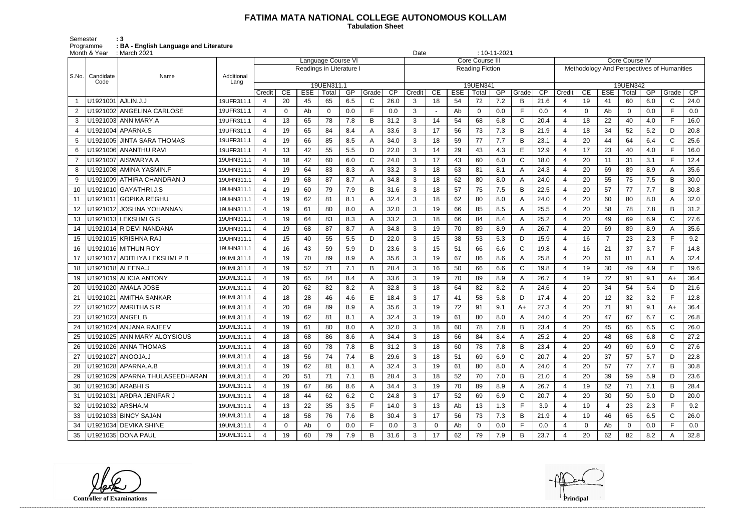# FATIMA MATA NATIONAL COLLEGE AUTONOMOUS KOLLAM

**Tabulation Sheet**

Semester : 3
Programme : BA - English Language and Literature
Month & Year : March 2021    Date : 10-11-2021

| S.No. | Candidate Code | Name | Additional Lang | Language Course VI – Readings in Literature I – 19UEN311.1 | | | | | | | Core Course III – Reading Fiction – 19UEN341 | | | | | | | Core Course IV – Methodology And Perspectives of Humanities – 19UEN342 | | | | | | |
|---|---|---|---|---|---|---|---|---|---|---|---|---|---|---|---|---|---|---|---|---|---|---|---|---|
| | | | | Credit | CE | ESE | Total | GP | Grade | CP | Credit | CE | ESE | Total | GP | Grade | CP | Credit | CE | ESE | Total | GP | Grade | CP |
| 1 | U1921001 | AJLIN.J.J | 19UFR311.1 | 4 | 20 | 45 | 65 | 6.5 | C | 26.0 | 3 | 18 | 54 | 72 | 7.2 | B | 21.6 | 4 | 19 | 41 | 60 | 6.0 | C | 24.0 |
| 2 | U1921002 | ANGELINA CARLOSE | 19UFR311.1 | 4 | 0 | Ab | 0 | 0.0 | F | 0.0 | 3 | - | Ab | 0 | 0.0 | F | 0.0 | 4 | 0 | Ab | 0 | 0.0 | F | 0.0 |
| 3 | U1921003 | ANN MARY.A | 19UFR311.1 | 4 | 13 | 65 | 78 | 7.8 | B | 31.2 | 3 | 14 | 54 | 68 | 6.8 | C | 20.4 | 4 | 18 | 22 | 40 | 4.0 | F | 16.0 |
| 4 | U1921004 | APARNA.S | 19UFR311.1 | 4 | 19 | 65 | 84 | 8.4 | A | 33.6 | 3 | 17 | 56 | 73 | 7.3 | B | 21.9 | 4 | 18 | 34 | 52 | 5.2 | D | 20.8 |
| 5 | U1921005 | JINTA SARA THOMAS | 19UFR311.1 | 4 | 19 | 66 | 85 | 8.5 | A | 34.0 | 3 | 18 | 59 | 77 | 7.7 | B | 23.1 | 4 | 20 | 44 | 64 | 6.4 | C | 25.6 |
| 6 | U1921006 | ANANTHU RAVI | 19UFR311.1 | 4 | 13 | 42 | 55 | 5.5 | D | 22.0 | 3 | 14 | 29 | 43 | 4.3 | E | 12.9 | 4 | 17 | 23 | 40 | 4.0 | F | 16.0 |
| 7 | U1921007 | AISWARYA A | 19UHN311.1 | 4 | 18 | 42 | 60 | 6.0 | C | 24.0 | 3 | 17 | 43 | 60 | 6.0 | C | 18.0 | 4 | 20 | 11 | 31 | 3.1 | F | 12.4 |
| 8 | U1921008 | AMINA YASMIN.F | 19UHN311.1 | 4 | 19 | 64 | 83 | 8.3 | A | 33.2 | 3 | 18 | 63 | 81 | 8.1 | A | 24.3 | 4 | 20 | 69 | 89 | 8.9 | A | 35.6 |
| 9 | U1921009 | ATHIRA CHANDRAN J | 19UHN311.1 | 4 | 19 | 68 | 87 | 8.7 | A | 34.8 | 3 | 18 | 62 | 80 | 8.0 | A | 24.0 | 4 | 20 | 55 | 75 | 7.5 | B | 30.0 |
| 10 | U1921010 | GAYATHRI.J.S | 19UHN311.1 | 4 | 19 | 60 | 79 | 7.9 | B | 31.6 | 3 | 18 | 57 | 75 | 7.5 | B | 22.5 | 4 | 20 | 57 | 77 | 7.7 | B | 30.8 |
| 11 | U1921011 | GOPIKA REGHU | 19UHN311.1 | 4 | 19 | 62 | 81 | 8.1 | A | 32.4 | 3 | 18 | 62 | 80 | 8.0 | A | 24.0 | 4 | 20 | 60 | 80 | 8.0 | A | 32.0 |
| 12 | U1921012 | JOSHNA YOHANNAN | 19UHN311.1 | 4 | 19 | 61 | 80 | 8.0 | A | 32.0 | 3 | 19 | 66 | 85 | 8.5 | A | 25.5 | 4 | 20 | 58 | 78 | 7.8 | B | 31.2 |
| 13 | U1921013 | LEKSHMI G S | 19UHN311.1 | 4 | 19 | 64 | 83 | 8.3 | A | 33.2 | 3 | 18 | 66 | 84 | 8.4 | A | 25.2 | 4 | 20 | 49 | 69 | 6.9 | C | 27.6 |
| 14 | U1921014 | R DEVI NANDANA | 19UHN311.1 | 4 | 19 | 68 | 87 | 8.7 | A | 34.8 | 3 | 19 | 70 | 89 | 8.9 | A | 26.7 | 4 | 20 | 69 | 89 | 8.9 | A | 35.6 |
| 15 | U1921015 | KRISHNA RAJ | 19UHN311.1 | 4 | 15 | 40 | 55 | 5.5 | D | 22.0 | 3 | 15 | 38 | 53 | 5.3 | D | 15.9 | 4 | 16 | 7 | 23 | 2.3 | F | 9.2 |
| 16 | U1921016 | MITHUN ROY | 19UHN311.1 | 4 | 16 | 43 | 59 | 5.9 | D | 23.6 | 3 | 15 | 51 | 66 | 6.6 | C | 19.8 | 4 | 16 | 21 | 37 | 3.7 | F | 14.8 |
| 17 | U1921017 | ADITHYA LEKSHMI P B | 19UML311.1 | 4 | 19 | 70 | 89 | 8.9 | A | 35.6 | 3 | 19 | 67 | 86 | 8.6 | A | 25.8 | 4 | 20 | 61 | 81 | 8.1 | A | 32.4 |
| 18 | U1921018 | ALEENA.J | 19UML311.1 | 4 | 19 | 52 | 71 | 7.1 | B | 28.4 | 3 | 16 | 50 | 66 | 6.6 | C | 19.8 | 4 | 19 | 30 | 49 | 4.9 | E | 19.6 |
| 19 | U1921019 | ALICIA ANTONY | 19UML311.1 | 4 | 19 | 65 | 84 | 8.4 | A | 33.6 | 3 | 19 | 70 | 89 | 8.9 | A | 26.7 | 4 | 19 | 72 | 91 | 9.1 | A+ | 36.4 |
| 20 | U1921020 | AMALA JOSE | 19UML311.1 | 4 | 20 | 62 | 82 | 8.2 | A | 32.8 | 3 | 18 | 64 | 82 | 8.2 | A | 24.6 | 4 | 20 | 34 | 54 | 5.4 | D | 21.6 |
| 21 | U1921021 | AMITHA SANKAR | 19UML311.1 | 4 | 18 | 28 | 46 | 4.6 | E | 18.4 | 3 | 17 | 41 | 58 | 5.8 | D | 17.4 | 4 | 20 | 12 | 32 | 3.2 | F | 12.8 |
| 22 | U1921022 | AMRITHA S R | 19UML311.1 | 4 | 20 | 69 | 89 | 8.9 | A | 35.6 | 3 | 19 | 72 | 91 | 9.1 | A+ | 27.3 | 4 | 20 | 71 | 91 | 9.1 | A+ | 36.4 |
| 23 | U1921023 | ANGEL B | 19UML311.1 | 4 | 19 | 62 | 81 | 8.1 | A | 32.4 | 3 | 19 | 61 | 80 | 8.0 | A | 24.0 | 4 | 20 | 47 | 67 | 6.7 | C | 26.8 |
| 24 | U1921024 | ANJANA RAJEEV | 19UML311.1 | 4 | 19 | 61 | 80 | 8.0 | A | 32.0 | 3 | 18 | 60 | 78 | 7.8 | B | 23.4 | 4 | 20 | 45 | 65 | 6.5 | C | 26.0 |
| 25 | U1921025 | ANN MARY ALOYSIOUS | 19UML311.1 | 4 | 18 | 68 | 86 | 8.6 | A | 34.4 | 3 | 18 | 66 | 84 | 8.4 | A | 25.2 | 4 | 20 | 48 | 68 | 6.8 | C | 27.2 |
| 26 | U1921026 | ANNA THOMAS | 19UML311.1 | 4 | 18 | 60 | 78 | 7.8 | B | 31.2 | 3 | 18 | 60 | 78 | 7.8 | B | 23.4 | 4 | 20 | 49 | 69 | 6.9 | C | 27.6 |
| 27 | U1921027 | ANOOJA.J | 19UML311.1 | 4 | 18 | 56 | 74 | 7.4 | B | 29.6 | 3 | 18 | 51 | 69 | 6.9 | C | 20.7 | 4 | 20 | 37 | 57 | 5.7 | D | 22.8 |
| 28 | U1921028 | APARNA.A.B | 19UML311.1 | 4 | 19 | 62 | 81 | 8.1 | A | 32.4 | 3 | 19 | 61 | 80 | 8.0 | A | 24.0 | 4 | 20 | 57 | 77 | 7.7 | B | 30.8 |
| 29 | U1921029 | APARNA THULASEEDHARAN | 19UML311.1 | 4 | 20 | 51 | 71 | 7.1 | B | 28.4 | 3 | 18 | 52 | 70 | 7.0 | B | 21.0 | 4 | 20 | 39 | 59 | 5.9 | D | 23.6 |
| 30 | U1921030 | ARABHI S | 19UML311.1 | 4 | 19 | 67 | 86 | 8.6 | A | 34.4 | 3 | 19 | 70 | 89 | 8.9 | A | 26.7 | 4 | 19 | 52 | 71 | 7.1 | B | 28.4 |
| 31 | U1921031 | ARDRA JENIFAR J | 19UML311.1 | 4 | 18 | 44 | 62 | 6.2 | C | 24.8 | 3 | 17 | 52 | 69 | 6.9 | C | 20.7 | 4 | 20 | 30 | 50 | 5.0 | D | 20.0 |
| 32 | U1921032 | ARSHA.M | 19UML311.1 | 4 | 13 | 22 | 35 | 3.5 | F | 14.0 | 3 | 13 | Ab | 13 | 1.3 | F | 3.9 | 4 | 19 | 4 | 23 | 2.3 | F | 9.2 |
| 33 | U1921033 | BINCY SAJAN | 19UML311.1 | 4 | 18 | 58 | 76 | 7.6 | B | 30.4 | 3 | 17 | 56 | 73 | 7.3 | B | 21.9 | 4 | 19 | 46 | 65 | 6.5 | C | 26.0 |
| 34 | U1921034 | DEVIKA SHINE | 19UML311.1 | 4 | 0 | Ab | 0 | 0.0 | F | 0.0 | 3 | 0 | Ab | 0 | 0.0 | F | 0.0 | 4 | 0 | Ab | 0 | 0.0 | F | 0.0 |
| 35 | U1921035 | DONA PAUL | 19UML311.1 | 4 | 19 | 60 | 79 | 7.9 | B | 31.6 | 3 | 17 | 62 | 79 | 7.9 | B | 23.7 | 4 | 20 | 62 | 82 | 8.2 | A | 32.8 |

**Controller of Examinations**    **Principal**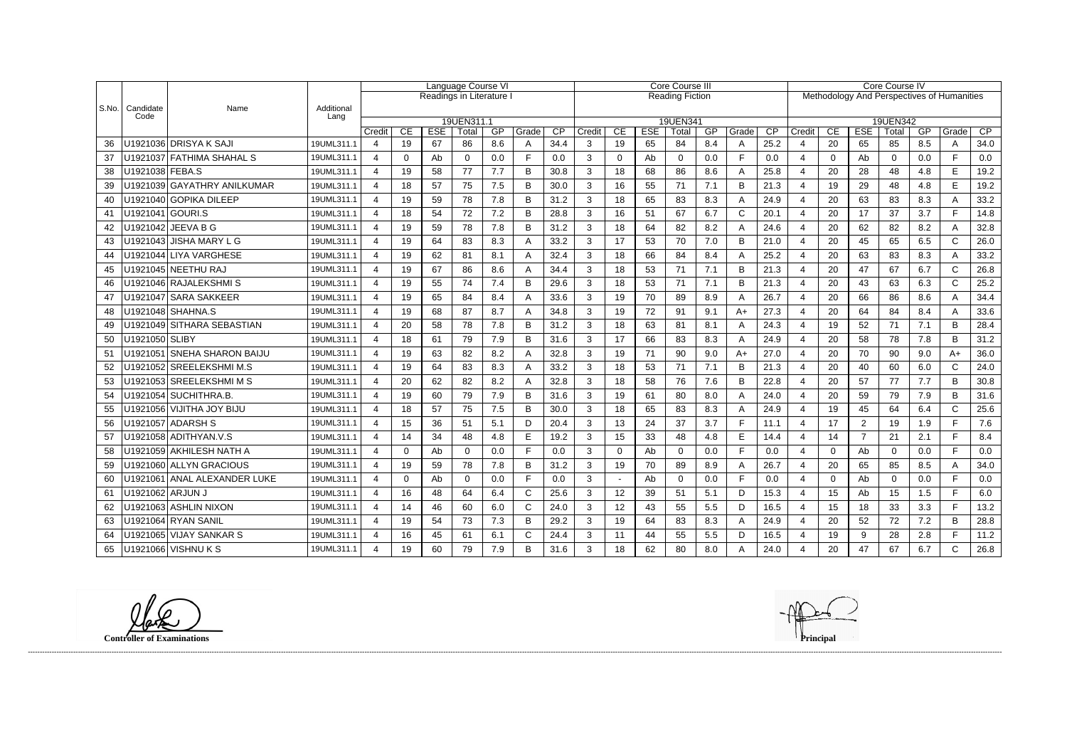| S.No. | Candidate Code | Name | Additional Lang | Language Course VI | | | | | | | Core Course III | | | | | | | Core Course IV | | | | | | |
|---|---|---|---|---|---|---|---|---|---|---|---|---|---|---|---|---|---|---|---|---|---|---|---|---|
| | | | | Readings in Literature I | | | | | | | Reading Fiction | | | | | | | Methodology And Perspectives of Humanities | | | | | | |
| | | | | 19UEN311.1 | | | | | | | 19UEN341 | | | | | | | 19UEN342 | | | | | | |
| | | | | Credit | CE | ESE | Total | GP | Grade | CP | Credit | CE | ESE | Total | GP | Grade | CP | Credit | CE | ESE | Total | GP | Grade | CP |
| 36 | U1921036 | DRISYA K SAJI | 19UML311.1 | 4 | 19 | 67 | 86 | 8.6 | A | 34.4 | 3 | 19 | 65 | 84 | 8.4 | A | 25.2 | 4 | 20 | 65 | 85 | 8.5 | A | 34.0 |
| 37 | U1921037 | FATHIMA SHAHAL S | 19UML311.1 | 4 | 0 | Ab | 0 | 0.0 | F | 0.0 | 3 | 0 | Ab | 0 | 0.0 | F | 0.0 | 4 | 0 | Ab | 0 | 0.0 | F | 0.0 |
| 38 | U1921038 | FEBA.S | 19UML311.1 | 4 | 19 | 58 | 77 | 7.7 | B | 30.8 | 3 | 18 | 68 | 86 | 8.6 | A | 25.8 | 4 | 20 | 28 | 48 | 4.8 | E | 19.2 |
| 39 | U1921039 | GAYATHRY ANILKUMAR | 19UML311.1 | 4 | 18 | 57 | 75 | 7.5 | B | 30.0 | 3 | 16 | 55 | 71 | 7.1 | B | 21.3 | 4 | 19 | 29 | 48 | 4.8 | E | 19.2 |
| 40 | U1921040 | GOPIKA DILEEP | 19UML311.1 | 4 | 19 | 59 | 78 | 7.8 | B | 31.2 | 3 | 18 | 65 | 83 | 8.3 | A | 24.9 | 4 | 20 | 63 | 83 | 8.3 | A | 33.2 |
| 41 | U1921041 | GOURI.S | 19UML311.1 | 4 | 18 | 54 | 72 | 7.2 | B | 28.8 | 3 | 16 | 51 | 67 | 6.7 | C | 20.1 | 4 | 20 | 17 | 37 | 3.7 | F | 14.8 |
| 42 | U1921042 | JEEVA B G | 19UML311.1 | 4 | 19 | 59 | 78 | 7.8 | B | 31.2 | 3 | 18 | 64 | 82 | 8.2 | A | 24.6 | 4 | 20 | 62 | 82 | 8.2 | A | 32.8 |
| 43 | U1921043 | JISHA MARY L G | 19UML311.1 | 4 | 19 | 64 | 83 | 8.3 | A | 33.2 | 3 | 17 | 53 | 70 | 7.0 | B | 21.0 | 4 | 20 | 45 | 65 | 6.5 | C | 26.0 |
| 44 | U1921044 | LIYA VARGHESE | 19UML311.1 | 4 | 19 | 62 | 81 | 8.1 | A | 32.4 | 3 | 18 | 66 | 84 | 8.4 | A | 25.2 | 4 | 20 | 63 | 83 | 8.3 | A | 33.2 |
| 45 | U1921045 | NEETHU RAJ | 19UML311.1 | 4 | 19 | 67 | 86 | 8.6 | A | 34.4 | 3 | 18 | 53 | 71 | 7.1 | B | 21.3 | 4 | 20 | 47 | 67 | 6.7 | C | 26.8 |
| 46 | U1921046 | RAJALEKSHMI S | 19UML311.1 | 4 | 19 | 55 | 74 | 7.4 | B | 29.6 | 3 | 18 | 53 | 71 | 7.1 | B | 21.3 | 4 | 20 | 43 | 63 | 6.3 | C | 25.2 |
| 47 | U1921047 | SARA SAKKEER | 19UML311.1 | 4 | 19 | 65 | 84 | 8.4 | A | 33.6 | 3 | 19 | 70 | 89 | 8.9 | A | 26.7 | 4 | 20 | 66 | 86 | 8.6 | A | 34.4 |
| 48 | U1921048 | SHAHNA.S | 19UML311.1 | 4 | 19 | 68 | 87 | 8.7 | A | 34.8 | 3 | 19 | 72 | 91 | 9.1 | A+ | 27.3 | 4 | 20 | 64 | 84 | 8.4 | A | 33.6 |
| 49 | U1921049 | SITHARA SEBASTIAN | 19UML311.1 | 4 | 20 | 58 | 78 | 7.8 | B | 31.2 | 3 | 18 | 63 | 81 | 8.1 | A | 24.3 | 4 | 19 | 52 | 71 | 7.1 | B | 28.4 |
| 50 | U1921050 | SLIBY | 19UML311.1 | 4 | 18 | 61 | 79 | 7.9 | B | 31.6 | 3 | 17 | 66 | 83 | 8.3 | A | 24.9 | 4 | 20 | 58 | 78 | 7.8 | B | 31.2 |
| 51 | U1921051 | SNEHA SHARON BAIJU | 19UML311.1 | 4 | 19 | 63 | 82 | 8.2 | A | 32.8 | 3 | 19 | 71 | 90 | 9.0 | A+ | 27.0 | 4 | 20 | 70 | 90 | 9.0 | A+ | 36.0 |
| 52 | U1921052 | SREELEKSHMI M.S | 19UML311.1 | 4 | 19 | 64 | 83 | 8.3 | A | 33.2 | 3 | 18 | 53 | 71 | 7.1 | B | 21.3 | 4 | 20 | 40 | 60 | 6.0 | C | 24.0 |
| 53 | U1921053 | SREELEKSHMI M S | 19UML311.1 | 4 | 20 | 62 | 82 | 8.2 | A | 32.8 | 3 | 18 | 58 | 76 | 7.6 | B | 22.8 | 4 | 20 | 57 | 77 | 7.7 | B | 30.8 |
| 54 | U1921054 | SUCHITHRA.B. | 19UML311.1 | 4 | 19 | 60 | 79 | 7.9 | B | 31.6 | 3 | 19 | 61 | 80 | 8.0 | A | 24.0 | 4 | 20 | 59 | 79 | 7.9 | B | 31.6 |
| 55 | U1921056 | VIJITHA JOY BIJU | 19UML311.1 | 4 | 18 | 57 | 75 | 7.5 | B | 30.0 | 3 | 18 | 65 | 83 | 8.3 | A | 24.9 | 4 | 19 | 45 | 64 | 6.4 | C | 25.6 |
| 56 | U1921057 | ADARSH S | 19UML311.1 | 4 | 15 | 36 | 51 | 5.1 | D | 20.4 | 3 | 13 | 24 | 37 | 3.7 | F | 11.1 | 4 | 17 | 2 | 19 | 1.9 | F | 7.6 |
| 57 | U1921058 | ADITHYAN.V.S | 19UML311.1 | 4 | 14 | 34 | 48 | 4.8 | E | 19.2 | 3 | 15 | 33 | 48 | 4.8 | E | 14.4 | 4 | 14 | 7 | 21 | 2.1 | F | 8.4 |
| 58 | U1921059 | AKHILESH NATH A | 19UML311.1 | 4 | 0 | Ab | 0 | 0.0 | F | 0.0 | 3 | 0 | Ab | 0 | 0.0 | F | 0.0 | 4 | 0 | Ab | 0 | 0.0 | F | 0.0 |
| 59 | U1921060 | ALLYN GRACIOUS | 19UML311.1 | 4 | 19 | 59 | 78 | 7.8 | B | 31.2 | 3 | 19 | 70 | 89 | 8.9 | A | 26.7 | 4 | 20 | 65 | 85 | 8.5 | A | 34.0 |
| 60 | U1921061 | ANAL ALEXANDER LUKE | 19UML311.1 | 4 | 0 | Ab | 0 | 0.0 | F | 0.0 | 3 | - | Ab | 0 | 0.0 | F | 0.0 | 4 | 0 | Ab | 0 | 0.0 | F | 0.0 |
| 61 | U1921062 | ARJUN J | 19UML311.1 | 4 | 16 | 48 | 64 | 6.4 | C | 25.6 | 3 | 12 | 39 | 51 | 5.1 | D | 15.3 | 4 | 15 | Ab | 15 | 1.5 | F | 6.0 |
| 62 | U1921063 | ASHLIN NIXON | 19UML311.1 | 4 | 14 | 46 | 60 | 6.0 | C | 24.0 | 3 | 12 | 43 | 55 | 5.5 | D | 16.5 | 4 | 15 | 18 | 33 | 3.3 | F | 13.2 |
| 63 | U1921064 | RYAN SANIL | 19UML311.1 | 4 | 19 | 54 | 73 | 7.3 | B | 29.2 | 3 | 19 | 64 | 83 | 8.3 | A | 24.9 | 4 | 20 | 52 | 72 | 7.2 | B | 28.8 |
| 64 | U1921065 | VIJAY SANKAR S | 19UML311.1 | 4 | 16 | 45 | 61 | 6.1 | C | 24.4 | 3 | 11 | 44 | 55 | 5.5 | D | 16.5 | 4 | 19 | 9 | 28 | 2.8 | F | 11.2 |
| 65 | U1921066 | VISHNU K S | 19UML311.1 | 4 | 19 | 60 | 79 | 7.9 | B | 31.6 | 3 | 18 | 62 | 80 | 8.0 | A | 24.0 | 4 | 20 | 47 | 67 | 6.7 | C | 26.8 |

**Controller of Examinations**

**Principal**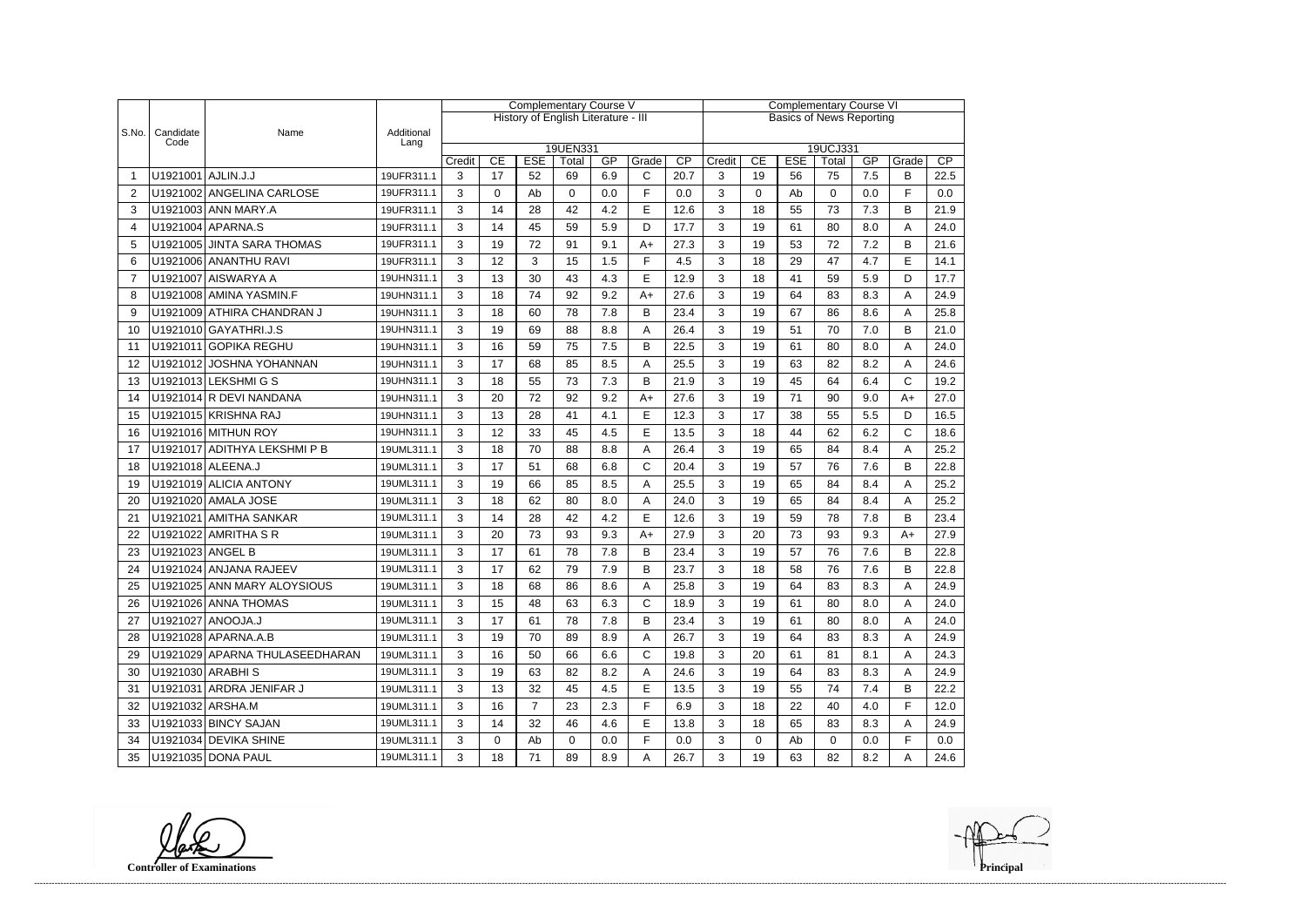| S.No. | Candidate Code | Name | Additional Lang | Complementary Course V | | | | | | | Complementary Course VI | | | | | | |
|---|---|---|---|---|---|---|---|---|---|---|---|---|---|---|---|---|---|
| | | | | History of English Literature - III | | | | | | | Basics of News Reporting | | | | | | |
| | | | | 19UEN331 | | | | | | | 19UCJ331 | | | | | | |
| | | | | Credit | CE | ESE | Total | GP | Grade | CP | Credit | CE | ESE | Total | GP | Grade | CP |
| 1 | U1921001 | AJLIN.J.J | 19UFR311.1 | 3 | 17 | 52 | 69 | 6.9 | C | 20.7 | 3 | 19 | 56 | 75 | 7.5 | B | 22.5 |
| 2 | U1921002 | ANGELINA CARLOSE | 19UFR311.1 | 3 | 0 | Ab | 0 | 0.0 | F | 0.0 | 3 | 0 | Ab | 0 | 0.0 | F | 0.0 |
| 3 | U1921003 | ANN MARY.A | 19UFR311.1 | 3 | 14 | 28 | 42 | 4.2 | E | 12.6 | 3 | 18 | 55 | 73 | 7.3 | B | 21.9 |
| 4 | U1921004 | APARNA.S | 19UFR311.1 | 3 | 14 | 45 | 59 | 5.9 | D | 17.7 | 3 | 19 | 61 | 80 | 8.0 | A | 24.0 |
| 5 | U1921005 | JINTA SARA THOMAS | 19UFR311.1 | 3 | 19 | 72 | 91 | 9.1 | A+ | 27.3 | 3 | 19 | 53 | 72 | 7.2 | B | 21.6 |
| 6 | U1921006 | ANANTHU RAVI | 19UFR311.1 | 3 | 12 | 3 | 15 | 1.5 | F | 4.5 | 3 | 18 | 29 | 47 | 4.7 | E | 14.1 |
| 7 | U1921007 | AISWARYA A | 19UHN311.1 | 3 | 13 | 30 | 43 | 4.3 | E | 12.9 | 3 | 18 | 41 | 59 | 5.9 | D | 17.7 |
| 8 | U1921008 | AMINA YASMIN.F | 19UHN311.1 | 3 | 18 | 74 | 92 | 9.2 | A+ | 27.6 | 3 | 19 | 64 | 83 | 8.3 | A | 24.9 |
| 9 | U1921009 | ATHIRA CHANDRAN J | 19UHN311.1 | 3 | 18 | 60 | 78 | 7.8 | B | 23.4 | 3 | 19 | 67 | 86 | 8.6 | A | 25.8 |
| 10 | U1921010 | GAYATHRI.J.S | 19UHN311.1 | 3 | 19 | 69 | 88 | 8.8 | A | 26.4 | 3 | 19 | 51 | 70 | 7.0 | B | 21.0 |
| 11 | U1921011 | GOPIKA REGHU | 19UHN311.1 | 3 | 16 | 59 | 75 | 7.5 | B | 22.5 | 3 | 19 | 61 | 80 | 8.0 | A | 24.0 |
| 12 | U1921012 | JOSHNA YOHANNAN | 19UHN311.1 | 3 | 17 | 68 | 85 | 8.5 | A | 25.5 | 3 | 19 | 63 | 82 | 8.2 | A | 24.6 |
| 13 | U1921013 | LEKSHMI G S | 19UHN311.1 | 3 | 18 | 55 | 73 | 7.3 | B | 21.9 | 3 | 19 | 45 | 64 | 6.4 | C | 19.2 |
| 14 | U1921014 | R DEVI NANDANA | 19UHN311.1 | 3 | 20 | 72 | 92 | 9.2 | A+ | 27.6 | 3 | 19 | 71 | 90 | 9.0 | A+ | 27.0 |
| 15 | U1921015 | KRISHNA RAJ | 19UHN311.1 | 3 | 13 | 28 | 41 | 4.1 | E | 12.3 | 3 | 17 | 38 | 55 | 5.5 | D | 16.5 |
| 16 | U1921016 | MITHUN ROY | 19UHN311.1 | 3 | 12 | 33 | 45 | 4.5 | E | 13.5 | 3 | 18 | 44 | 62 | 6.2 | C | 18.6 |
| 17 | U1921017 | ADITHYA LEKSHMI P B | 19UML311.1 | 3 | 18 | 70 | 88 | 8.8 | A | 26.4 | 3 | 19 | 65 | 84 | 8.4 | A | 25.2 |
| 18 | U1921018 | ALEENA.J | 19UML311.1 | 3 | 17 | 51 | 68 | 6.8 | C | 20.4 | 3 | 19 | 57 | 76 | 7.6 | B | 22.8 |
| 19 | U1921019 | ALICIA ANTONY | 19UML311.1 | 3 | 19 | 66 | 85 | 8.5 | A | 25.5 | 3 | 19 | 65 | 84 | 8.4 | A | 25.2 |
| 20 | U1921020 | AMALA JOSE | 19UML311.1 | 3 | 18 | 62 | 80 | 8.0 | A | 24.0 | 3 | 19 | 65 | 84 | 8.4 | A | 25.2 |
| 21 | U1921021 | AMITHA SANKAR | 19UML311.1 | 3 | 14 | 28 | 42 | 4.2 | E | 12.6 | 3 | 19 | 59 | 78 | 7.8 | B | 23.4 |
| 22 | U1921022 | AMRITHA S R | 19UML311.1 | 3 | 20 | 73 | 93 | 9.3 | A+ | 27.9 | 3 | 20 | 73 | 93 | 9.3 | A+ | 27.9 |
| 23 | U1921023 | ANGEL B | 19UML311.1 | 3 | 17 | 61 | 78 | 7.8 | B | 23.4 | 3 | 19 | 57 | 76 | 7.6 | B | 22.8 |
| 24 | U1921024 | ANJANA RAJEEV | 19UML311.1 | 3 | 17 | 62 | 79 | 7.9 | B | 23.7 | 3 | 18 | 58 | 76 | 7.6 | B | 22.8 |
| 25 | U1921025 | ANN MARY ALOYSIOUS | 19UML311.1 | 3 | 18 | 68 | 86 | 8.6 | A | 25.8 | 3 | 19 | 64 | 83 | 8.3 | A | 24.9 |
| 26 | U1921026 | ANNA THOMAS | 19UML311.1 | 3 | 15 | 48 | 63 | 6.3 | C | 18.9 | 3 | 19 | 61 | 80 | 8.0 | A | 24.0 |
| 27 | U1921027 | ANOOJA.J | 19UML311.1 | 3 | 17 | 61 | 78 | 7.8 | B | 23.4 | 3 | 19 | 61 | 80 | 8.0 | A | 24.0 |
| 28 | U1921028 | APARNA.A.B | 19UML311.1 | 3 | 19 | 70 | 89 | 8.9 | A | 26.7 | 3 | 19 | 64 | 83 | 8.3 | A | 24.9 |
| 29 | U1921029 | APARNA THULASEEDHARAN | 19UML311.1 | 3 | 16 | 50 | 66 | 6.6 | C | 19.8 | 3 | 20 | 61 | 81 | 8.1 | A | 24.3 |
| 30 | U1921030 | ARABHI S | 19UML311.1 | 3 | 19 | 63 | 82 | 8.2 | A | 24.6 | 3 | 19 | 64 | 83 | 8.3 | A | 24.9 |
| 31 | U1921031 | ARDRA JENIFAR J | 19UML311.1 | 3 | 13 | 32 | 45 | 4.5 | E | 13.5 | 3 | 19 | 55 | 74 | 7.4 | B | 22.2 |
| 32 | U1921032 | ARSHA.M | 19UML311.1 | 3 | 16 | 7 | 23 | 2.3 | F | 6.9 | 3 | 18 | 22 | 40 | 4.0 | F | 12.0 |
| 33 | U1921033 | BINCY SAJAN | 19UML311.1 | 3 | 14 | 32 | 46 | 4.6 | E | 13.8 | 3 | 18 | 65 | 83 | 8.3 | A | 24.9 |
| 34 | U1921034 | DEVIKA SHINE | 19UML311.1 | 3 | 0 | Ab | 0 | 0.0 | F | 0.0 | 3 | 0 | Ab | 0 | 0.0 | F | 0.0 |
| 35 | U1921035 | DONA PAUL | 19UML311.1 | 3 | 18 | 71 | 89 | 8.9 | A | 26.7 | 3 | 19 | 63 | 82 | 8.2 | A | 24.6 |

**Controller of Examinations**

**Principal**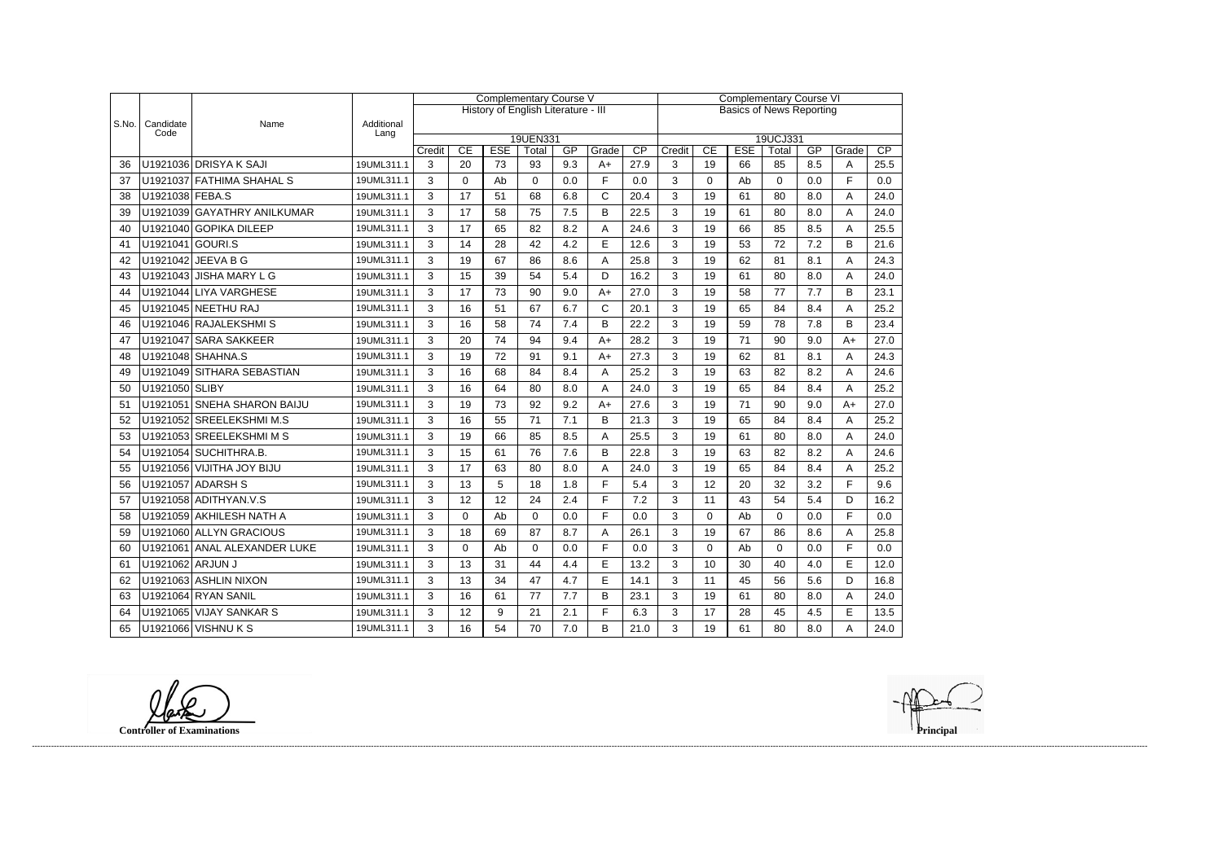| S.No. | Candidate Code | Name | Additional Lang | Complementary Course V | | | | | | | Complementary Course VI | | | | | | |
|---|---|---|---|---|---|---|---|---|---|---|---|---|---|---|---|---|---|
| | | | | History of English Literature - III | | | | | | | Basics of News Reporting | | | | | | |
| | | | | 19UEN331 | | | | | | | 19UCJ331 | | | | | | |
| | | | | Credit | CE | ESE | Total | GP | Grade | CP | Credit | CE | ESE | Total | GP | Grade | CP |
| 36 | U1921036 | DRISYA K SAJI | 19UML311.1 | 3 | 20 | 73 | 93 | 9.3 | A+ | 27.9 | 3 | 19 | 66 | 85 | 8.5 | A | 25.5 |
| 37 | U1921037 | FATHIMA SHAHAL S | 19UML311.1 | 3 | 0 | Ab | 0 | 0.0 | F | 0.0 | 3 | 0 | Ab | 0 | 0.0 | F | 0.0 |
| 38 | U1921038 | FEBA.S | 19UML311.1 | 3 | 17 | 51 | 68 | 6.8 | C | 20.4 | 3 | 19 | 61 | 80 | 8.0 | A | 24.0 |
| 39 | U1921039 | GAYATHRY ANILKUMAR | 19UML311.1 | 3 | 17 | 58 | 75 | 7.5 | B | 22.5 | 3 | 19 | 61 | 80 | 8.0 | A | 24.0 |
| 40 | U1921040 | GOPIKA DILEEP | 19UML311.1 | 3 | 17 | 65 | 82 | 8.2 | A | 24.6 | 3 | 19 | 66 | 85 | 8.5 | A | 25.5 |
| 41 | U1921041 | GOURI.S | 19UML311.1 | 3 | 14 | 28 | 42 | 4.2 | E | 12.6 | 3 | 19 | 53 | 72 | 7.2 | B | 21.6 |
| 42 | U1921042 | JEEVA B G | 19UML311.1 | 3 | 19 | 67 | 86 | 8.6 | A | 25.8 | 3 | 19 | 62 | 81 | 8.1 | A | 24.3 |
| 43 | U1921043 | JISHA MARY L G | 19UML311.1 | 3 | 15 | 39 | 54 | 5.4 | D | 16.2 | 3 | 19 | 61 | 80 | 8.0 | A | 24.0 |
| 44 | U1921044 | LIYA VARGHESE | 19UML311.1 | 3 | 17 | 73 | 90 | 9.0 | A+ | 27.0 | 3 | 19 | 58 | 77 | 7.7 | B | 23.1 |
| 45 | U1921045 | NEETHU RAJ | 19UML311.1 | 3 | 16 | 51 | 67 | 6.7 | C | 20.1 | 3 | 19 | 65 | 84 | 8.4 | A | 25.2 |
| 46 | U1921046 | RAJALEKSHMI S | 19UML311.1 | 3 | 16 | 58 | 74 | 7.4 | B | 22.2 | 3 | 19 | 59 | 78 | 7.8 | B | 23.4 |
| 47 | U1921047 | SARA SAKKEER | 19UML311.1 | 3 | 20 | 74 | 94 | 9.4 | A+ | 28.2 | 3 | 19 | 71 | 90 | 9.0 | A+ | 27.0 |
| 48 | U1921048 | SHAHNA.S | 19UML311.1 | 3 | 19 | 72 | 91 | 9.1 | A+ | 27.3 | 3 | 19 | 62 | 81 | 8.1 | A | 24.3 |
| 49 | U1921049 | SITHARA SEBASTIAN | 19UML311.1 | 3 | 16 | 68 | 84 | 8.4 | A | 25.2 | 3 | 19 | 63 | 82 | 8.2 | A | 24.6 |
| 50 | U1921050 | SLIBY | 19UML311.1 | 3 | 16 | 64 | 80 | 8.0 | A | 24.0 | 3 | 19 | 65 | 84 | 8.4 | A | 25.2 |
| 51 | U1921051 | SNEHA SHARON BAIJU | 19UML311.1 | 3 | 19 | 73 | 92 | 9.2 | A+ | 27.6 | 3 | 19 | 71 | 90 | 9.0 | A+ | 27.0 |
| 52 | U1921052 | SREELEKSHMI M.S | 19UML311.1 | 3 | 16 | 55 | 71 | 7.1 | B | 21.3 | 3 | 19 | 65 | 84 | 8.4 | A | 25.2 |
| 53 | U1921053 | SREELEKSHMI M S | 19UML311.1 | 3 | 19 | 66 | 85 | 8.5 | A | 25.5 | 3 | 19 | 61 | 80 | 8.0 | A | 24.0 |
| 54 | U1921054 | SUCHITHRA.B. | 19UML311.1 | 3 | 15 | 61 | 76 | 7.6 | B | 22.8 | 3 | 19 | 63 | 82 | 8.2 | A | 24.6 |
| 55 | U1921056 | VIJITHA JOY BIJU | 19UML311.1 | 3 | 17 | 63 | 80 | 8.0 | A | 24.0 | 3 | 19 | 65 | 84 | 8.4 | A | 25.2 |
| 56 | U1921057 | ADARSH S | 19UML311.1 | 3 | 13 | 5 | 18 | 1.8 | F | 5.4 | 3 | 12 | 20 | 32 | 3.2 | F | 9.6 |
| 57 | U1921058 | ADITHYAN.V.S | 19UML311.1 | 3 | 12 | 12 | 24 | 2.4 | F | 7.2 | 3 | 11 | 43 | 54 | 5.4 | D | 16.2 |
| 58 | U1921059 | AKHILESH NATH A | 19UML311.1 | 3 | 0 | Ab | 0 | 0.0 | F | 0.0 | 3 | 0 | Ab | 0 | 0.0 | F | 0.0 |
| 59 | U1921060 | ALLYN GRACIOUS | 19UML311.1 | 3 | 18 | 69 | 87 | 8.7 | A | 26.1 | 3 | 19 | 67 | 86 | 8.6 | A | 25.8 |
| 60 | U1921061 | ANAL ALEXANDER LUKE | 19UML311.1 | 3 | 0 | Ab | 0 | 0.0 | F | 0.0 | 3 | 0 | Ab | 0 | 0.0 | F | 0.0 |
| 61 | U1921062 | ARJUN J | 19UML311.1 | 3 | 13 | 31 | 44 | 4.4 | E | 13.2 | 3 | 10 | 30 | 40 | 4.0 | E | 12.0 |
| 62 | U1921063 | ASHLIN NIXON | 19UML311.1 | 3 | 13 | 34 | 47 | 4.7 | E | 14.1 | 3 | 11 | 45 | 56 | 5.6 | D | 16.8 |
| 63 | U1921064 | RYAN SANIL | 19UML311.1 | 3 | 16 | 61 | 77 | 7.7 | B | 23.1 | 3 | 19 | 61 | 80 | 8.0 | A | 24.0 |
| 64 | U1921065 | VIJAY SANKAR S | 19UML311.1 | 3 | 12 | 9 | 21 | 2.1 | F | 6.3 | 3 | 17 | 28 | 45 | 4.5 | E | 13.5 |
| 65 | U1921066 | VISHNU K S | 19UML311.1 | 3 | 16 | 54 | 70 | 7.0 | B | 21.0 | 3 | 19 | 61 | 80 | 8.0 | A | 24.0 |

**Controller of Examinations**

**Principal**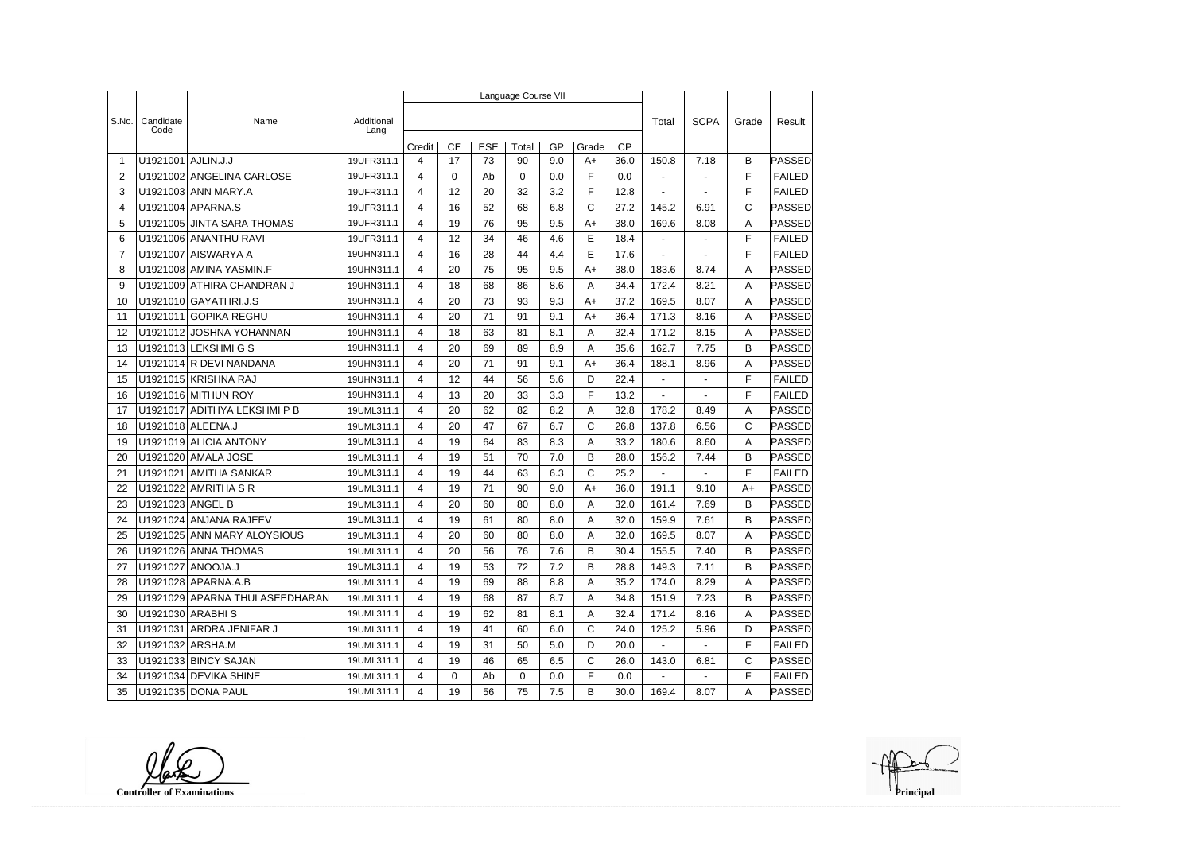| S.No. | Candidate Code | Name | Additional Lang | Language Course VII | | | | | | | Total | SCPA | Grade | Result |
|---|---|---|---|---|---|---|---|---|---|---|---|---|---|---|
| | | | | Credit | CE | ESE | Total | GP | Grade | CP | | | | |
| 1 | U1921001 | AJLIN.J.J | 19UFR311.1 | 4 | 17 | 73 | 90 | 9.0 | A+ | 36.0 | 150.8 | 7.18 | B | PASSED |
| 2 | U1921002 | ANGELINA CARLOSE | 19UFR311.1 | 4 | 0 | Ab | 0 | 0.0 | F | 0.0 | - | - | F | FAILED |
| 3 | U1921003 | ANN MARY.A | 19UFR311.1 | 4 | 12 | 20 | 32 | 3.2 | F | 12.8 | - | - | F | FAILED |
| 4 | U1921004 | APARNA.S | 19UFR311.1 | 4 | 16 | 52 | 68 | 6.8 | C | 27.2 | 145.2 | 6.91 | C | PASSED |
| 5 | U1921005 | JINTA SARA THOMAS | 19UFR311.1 | 4 | 19 | 76 | 95 | 9.5 | A+ | 38.0 | 169.6 | 8.08 | A | PASSED |
| 6 | U1921006 | ANANTHU RAVI | 19UFR311.1 | 4 | 12 | 34 | 46 | 4.6 | E | 18.4 | - | - | F | FAILED |
| 7 | U1921007 | AISWARYA A | 19UHN311.1 | 4 | 16 | 28 | 44 | 4.4 | E | 17.6 | - | - | F | FAILED |
| 8 | U1921008 | AMINA YASMIN.F | 19UHN311.1 | 4 | 20 | 75 | 95 | 9.5 | A+ | 38.0 | 183.6 | 8.74 | A | PASSED |
| 9 | U1921009 | ATHIRA CHANDRAN J | 19UHN311.1 | 4 | 18 | 68 | 86 | 8.6 | A | 34.4 | 172.4 | 8.21 | A | PASSED |
| 10 | U1921010 | GAYATHRI.J.S | 19UHN311.1 | 4 | 20 | 73 | 93 | 9.3 | A+ | 37.2 | 169.5 | 8.07 | A | PASSED |
| 11 | U1921011 | GOPIKA REGHU | 19UHN311.1 | 4 | 20 | 71 | 91 | 9.1 | A+ | 36.4 | 171.3 | 8.16 | A | PASSED |
| 12 | U1921012 | JOSHNA YOHANNAN | 19UHN311.1 | 4 | 18 | 63 | 81 | 8.1 | A | 32.4 | 171.2 | 8.15 | A | PASSED |
| 13 | U1921013 | LEKSHMI G S | 19UHN311.1 | 4 | 20 | 69 | 89 | 8.9 | A | 35.6 | 162.7 | 7.75 | B | PASSED |
| 14 | U1921014 | R DEVI NANDANA | 19UHN311.1 | 4 | 20 | 71 | 91 | 9.1 | A+ | 36.4 | 188.1 | 8.96 | A | PASSED |
| 15 | U1921015 | KRISHNA RAJ | 19UHN311.1 | 4 | 12 | 44 | 56 | 5.6 | D | 22.4 | - | - | F | FAILED |
| 16 | U1921016 | MITHUN ROY | 19UHN311.1 | 4 | 13 | 20 | 33 | 3.3 | F | 13.2 | - | - | F | FAILED |
| 17 | U1921017 | ADITHYA LEKSHMI P B | 19UML311.1 | 4 | 20 | 62 | 82 | 8.2 | A | 32.8 | 178.2 | 8.49 | A | PASSED |
| 18 | U1921018 | ALEENA.J | 19UML311.1 | 4 | 20 | 47 | 67 | 6.7 | C | 26.8 | 137.8 | 6.56 | C | PASSED |
| 19 | U1921019 | ALICIA ANTONY | 19UML311.1 | 4 | 19 | 64 | 83 | 8.3 | A | 33.2 | 180.6 | 8.60 | A | PASSED |
| 20 | U1921020 | AMALA JOSE | 19UML311.1 | 4 | 19 | 51 | 70 | 7.0 | B | 28.0 | 156.2 | 7.44 | B | PASSED |
| 21 | U1921021 | AMITHA SANKAR | 19UML311.1 | 4 | 19 | 44 | 63 | 6.3 | C | 25.2 | - | - | F | FAILED |
| 22 | U1921022 | AMRITHA S R | 19UML311.1 | 4 | 19 | 71 | 90 | 9.0 | A+ | 36.0 | 191.1 | 9.10 | A+ | PASSED |
| 23 | U1921023 | ANGEL B | 19UML311.1 | 4 | 20 | 60 | 80 | 8.0 | A | 32.0 | 161.4 | 7.69 | B | PASSED |
| 24 | U1921024 | ANJANA RAJEEV | 19UML311.1 | 4 | 19 | 61 | 80 | 8.0 | A | 32.0 | 159.9 | 7.61 | B | PASSED |
| 25 | U1921025 | ANN MARY ALOYSIOUS | 19UML311.1 | 4 | 20 | 60 | 80 | 8.0 | A | 32.0 | 169.5 | 8.07 | A | PASSED |
| 26 | U1921026 | ANNA THOMAS | 19UML311.1 | 4 | 20 | 56 | 76 | 7.6 | B | 30.4 | 155.5 | 7.40 | B | PASSED |
| 27 | U1921027 | ANOOJA.J | 19UML311.1 | 4 | 19 | 53 | 72 | 7.2 | B | 28.8 | 149.3 | 7.11 | B | PASSED |
| 28 | U1921028 | APARNA.A.B | 19UML311.1 | 4 | 19 | 69 | 88 | 8.8 | A | 35.2 | 174.0 | 8.29 | A | PASSED |
| 29 | U1921029 | APARNA THULASEEDHARAN | 19UML311.1 | 4 | 19 | 68 | 87 | 8.7 | A | 34.8 | 151.9 | 7.23 | B | PASSED |
| 30 | U1921030 | ARABHI S | 19UML311.1 | 4 | 19 | 62 | 81 | 8.1 | A | 32.4 | 171.4 | 8.16 | A | PASSED |
| 31 | U1921031 | ARDRA JENIFAR J | 19UML311.1 | 4 | 19 | 41 | 60 | 6.0 | C | 24.0 | 125.2 | 5.96 | D | PASSED |
| 32 | U1921032 | ARSHA.M | 19UML311.1 | 4 | 19 | 31 | 50 | 5.0 | D | 20.0 | - | - | F | FAILED |
| 33 | U1921033 | BINCY SAJAN | 19UML311.1 | 4 | 19 | 46 | 65 | 6.5 | C | 26.0 | 143.0 | 6.81 | C | PASSED |
| 34 | U1921034 | DEVIKA SHINE | 19UML311.1 | 4 | 0 | Ab | 0 | 0.0 | F | 0.0 | - | - | F | FAILED |
| 35 | U1921035 | DONA PAUL | 19UML311.1 | 4 | 19 | 56 | 75 | 7.5 | B | 30.0 | 169.4 | 8.07 | A | PASSED |

**Controller of Examinations** **Principal**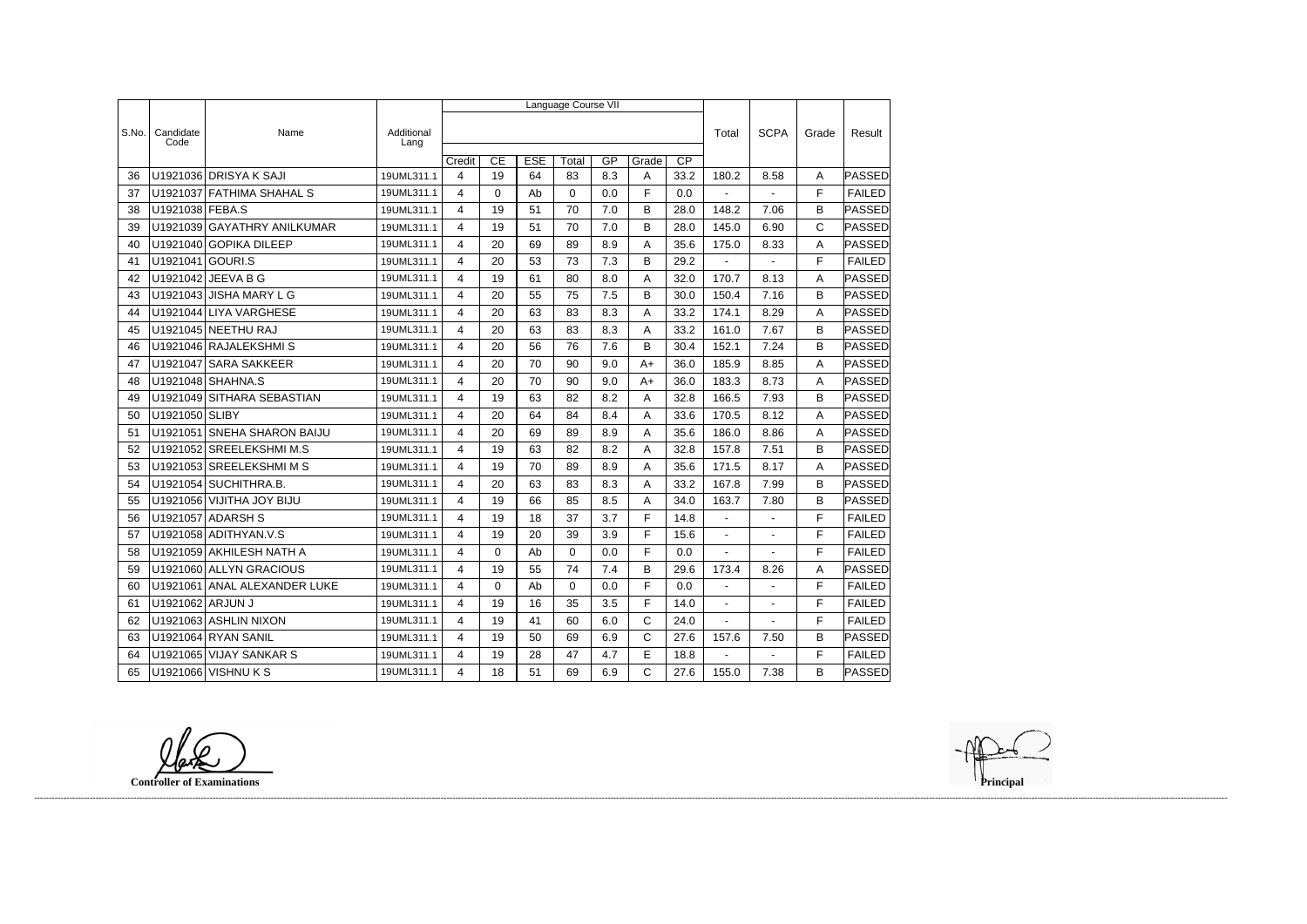| S.No. | Candidate Code | Name | Additional Lang | Language Course VII | | | | | | | Total | SCPA | Grade | Result |
|---|---|---|---|---|---|---|---|---|---|---|---|---|---|---|
| | | | | Credit | CE | ESE | Total | GP | Grade | CP | | | | |
| 36 | U1921036 | DRISYA K SAJI | 19UML311.1 | 4 | 19 | 64 | 83 | 8.3 | A | 33.2 | 180.2 | 8.58 | A | PASSED |
| 37 | U1921037 | FATHIMA SHAHAL S | 19UML311.1 | 4 | 0 | Ab | 0 | 0.0 | F | 0.0 | - | - | F | FAILED |
| 38 | U1921038 | FEBA.S | 19UML311.1 | 4 | 19 | 51 | 70 | 7.0 | B | 28.0 | 148.2 | 7.06 | B | PASSED |
| 39 | U1921039 | GAYATHRY ANILKUMAR | 19UML311.1 | 4 | 19 | 51 | 70 | 7.0 | B | 28.0 | 145.0 | 6.90 | C | PASSED |
| 40 | U1921040 | GOPIKA DILEEP | 19UML311.1 | 4 | 20 | 69 | 89 | 8.9 | A | 35.6 | 175.0 | 8.33 | A | PASSED |
| 41 | U1921041 | GOURI.S | 19UML311.1 | 4 | 20 | 53 | 73 | 7.3 | B | 29.2 | - | - | F | FAILED |
| 42 | U1921042 | JEEVA B G | 19UML311.1 | 4 | 19 | 61 | 80 | 8.0 | A | 32.0 | 170.7 | 8.13 | A | PASSED |
| 43 | U1921043 | JISHA MARY L G | 19UML311.1 | 4 | 20 | 55 | 75 | 7.5 | B | 30.0 | 150.4 | 7.16 | B | PASSED |
| 44 | U1921044 | LIYA VARGHESE | 19UML311.1 | 4 | 20 | 63 | 83 | 8.3 | A | 33.2 | 174.1 | 8.29 | A | PASSED |
| 45 | U1921045 | NEETHU RAJ | 19UML311.1 | 4 | 20 | 63 | 83 | 8.3 | A | 33.2 | 161.0 | 7.67 | B | PASSED |
| 46 | U1921046 | RAJALEKSHMI S | 19UML311.1 | 4 | 20 | 56 | 76 | 7.6 | B | 30.4 | 152.1 | 7.24 | B | PASSED |
| 47 | U1921047 | SARA SAKKEER | 19UML311.1 | 4 | 20 | 70 | 90 | 9.0 | A+ | 36.0 | 185.9 | 8.85 | A | PASSED |
| 48 | U1921048 | SHAHNA.S | 19UML311.1 | 4 | 20 | 70 | 90 | 9.0 | A+ | 36.0 | 183.3 | 8.73 | A | PASSED |
| 49 | U1921049 | SITHARA SEBASTIAN | 19UML311.1 | 4 | 19 | 63 | 82 | 8.2 | A | 32.8 | 166.5 | 7.93 | B | PASSED |
| 50 | U1921050 | SLIBY | 19UML311.1 | 4 | 20 | 64 | 84 | 8.4 | A | 33.6 | 170.5 | 8.12 | A | PASSED |
| 51 | U1921051 | SNEHA SHARON BAIJU | 19UML311.1 | 4 | 20 | 69 | 89 | 8.9 | A | 35.6 | 186.0 | 8.86 | A | PASSED |
| 52 | U1921052 | SREELEKSHMI M.S | 19UML311.1 | 4 | 19 | 63 | 82 | 8.2 | A | 32.8 | 157.8 | 7.51 | B | PASSED |
| 53 | U1921053 | SREELEKSHMI M S | 19UML311.1 | 4 | 19 | 70 | 89 | 8.9 | A | 35.6 | 171.5 | 8.17 | A | PASSED |
| 54 | U1921054 | SUCHITHRA.B. | 19UML311.1 | 4 | 20 | 63 | 83 | 8.3 | A | 33.2 | 167.8 | 7.99 | B | PASSED |
| 55 | U1921056 | VIJITHA JOY BIJU | 19UML311.1 | 4 | 19 | 66 | 85 | 8.5 | A | 34.0 | 163.7 | 7.80 | B | PASSED |
| 56 | U1921057 | ADARSH S | 19UML311.1 | 4 | 19 | 18 | 37 | 3.7 | F | 14.8 | - | - | F | FAILED |
| 57 | U1921058 | ADITHYAN.V.S | 19UML311.1 | 4 | 19 | 20 | 39 | 3.9 | F | 15.6 | - | - | F | FAILED |
| 58 | U1921059 | AKHILESH NATH A | 19UML311.1 | 4 | 0 | Ab | 0 | 0.0 | F | 0.0 | - | - | F | FAILED |
| 59 | U1921060 | ALLYN GRACIOUS | 19UML311.1 | 4 | 19 | 55 | 74 | 7.4 | B | 29.6 | 173.4 | 8.26 | A | PASSED |
| 60 | U1921061 | ANAL ALEXANDER LUKE | 19UML311.1 | 4 | 0 | Ab | 0 | 0.0 | F | 0.0 | - | - | F | FAILED |
| 61 | U1921062 | ARJUN J | 19UML311.1 | 4 | 19 | 16 | 35 | 3.5 | F | 14.0 | - | - | F | FAILED |
| 62 | U1921063 | ASHLIN NIXON | 19UML311.1 | 4 | 19 | 41 | 60 | 6.0 | C | 24.0 | - | - | F | FAILED |
| 63 | U1921064 | RYAN SANIL | 19UML311.1 | 4 | 19 | 50 | 69 | 6.9 | C | 27.6 | 157.6 | 7.50 | B | PASSED |
| 64 | U1921065 | VIJAY SANKAR S | 19UML311.1 | 4 | 19 | 28 | 47 | 4.7 | E | 18.8 | - | - | F | FAILED |
| 65 | U1921066 | VISHNU K S | 19UML311.1 | 4 | 18 | 51 | 69 | 6.9 | C | 27.6 | 155.0 | 7.38 | B | PASSED |

**Controller of Examinations**

**Principal**